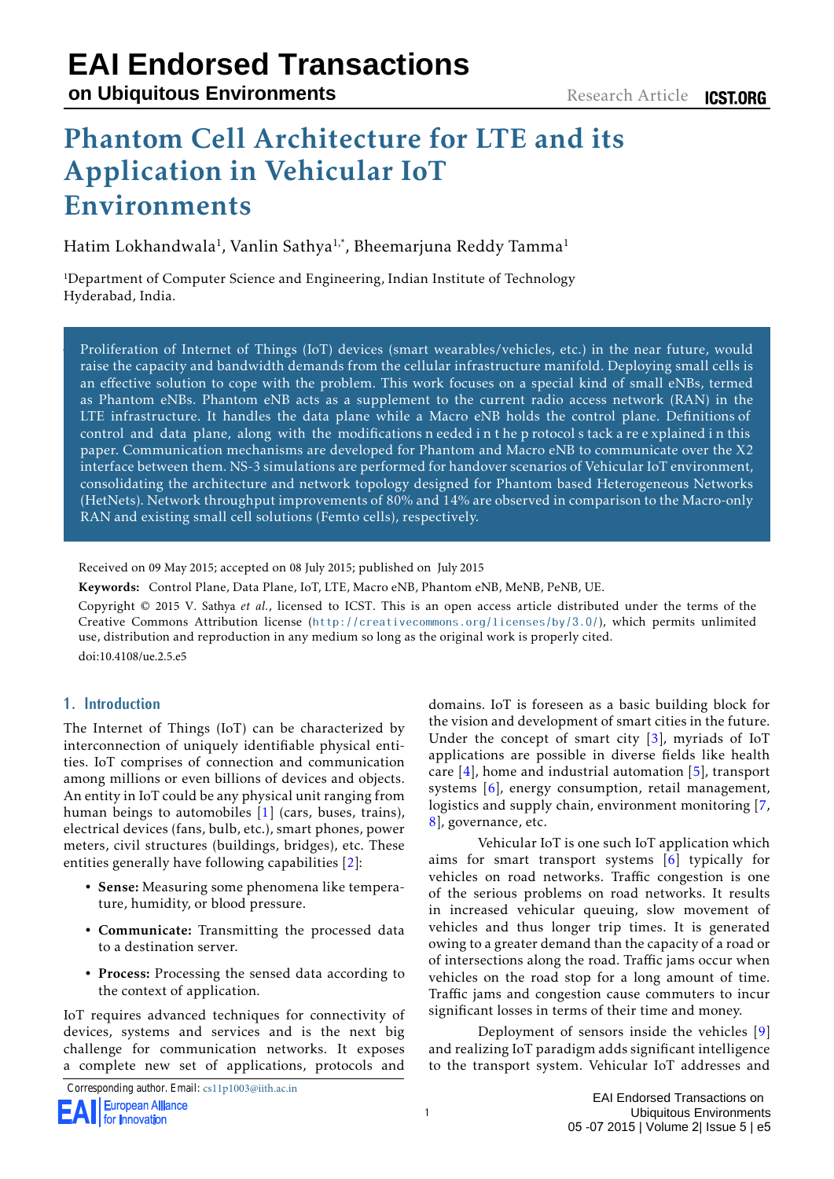# Phantom Cell Architecture for LTE and its Application in Vehicular IoT Environments

Hatim Lokhandwala[1], Vanlin Sathya[1,*], Bheemarjuna Reddy Tamma[1]

[1]Department of Computer Science and Engineering, Indian Institute of Technology Hyderabad, India.

Proliferation of Internet of Things (IoT) devices (smart wearables/vehicles, etc.) in the near future, would raise the capacity and bandwidth demands from the cellular infrastructure manifold. Deploying small cells is an effective solution to cope with the problem. This work focuses on a special kind of small eNBs, termed as Phantom eNBs. Phantom eNB acts as a supplement to the current radio access network (RAN) in the LTE infrastructure. It handles the data plane while a Macro eNB holds the control plane. Definitions of control and data plane, along with the modifications n eeded i n t he p rotocol s tack a re e xplained i n this paper. Communication mechanisms are developed for Phantom and Macro eNB to communicate over the X2 interface between them. NS-3 simulations are performed for handover scenarios of Vehicular IoT environment, consolidating the architecture and network topology designed for Phantom based Heterogeneous Networks (HetNets). Network throughput improvements of 80% and 14% are observed in comparison to the Macro-only RAN and existing small cell solutions (Femto cells), respectively.

Received on 09 May 2015; accepted on 08 July 2015; published on July 2015

**Keywords:** Control Plane, Data Plane, IoT, LTE, Macro eNB, Phantom eNB, MeNB, PeNB, UE.

Copyright © 2015 V. Sathya *et al.*, licensed to ICST. This is an open access article distributed under the terms of the Creative Commons Attribution license (http://creativecommons.org/licenses/by/3.0/), which permits unlimited use, distribution and reproduction in any medium so long as the original work is properly cited.

doi:10.4108/ue.2.5.e5

## 1. Introduction

The Internet of Things (IoT) can be characterized by interconnection of uniquely identifiable physical entities. IoT comprises of connection and communication among millions or even billions of devices and objects. An entity in IoT could be any physical unit ranging from human beings to automobiles [1] (cars, buses, trains), electrical devices (fans, bulb, etc.), smart phones, power meters, civil structures (buildings, bridges), etc. These entities generally have following capabilities [2]:

- **Sense:** Measuring some phenomena like temperature, humidity, or blood pressure.
- **Communicate:** Transmitting the processed data to a destination server.
- **Process:** Processing the sensed data according to the context of application.

IoT requires advanced techniques for connectivity of devices, systems and services and is the next big challenge for communication networks. It exposes a complete new set of applications, protocols and domains. IoT is foreseen as a basic building block for the vision and development of smart cities in the future. Under the concept of smart city [3], myriads of IoT applications are possible in diverse fields like health care [4], home and industrial automation [5], transport systems [6], energy consumption, retail management, logistics and supply chain, environment monitoring [7, 8], governance, etc.

Vehicular IoT is one such IoT application which aims for smart transport systems [6] typically for vehicles on road networks. Traffic congestion is one of the serious problems on road networks. It results in increased vehicular queuing, slow movement of vehicles and thus longer trip times. It is generated owing to a greater demand than the capacity of a road or of intersections along the road. Traffic jams occur when vehicles on the road stop for a long amount of time. Traffic jams and congestion cause commuters to incur significant losses in terms of their time and money.

Deployment of sensors inside the vehicles [9] and realizing IoT paradigm adds significant intelligence to the transport system. Vehicular IoT addresses and

Corresponding author. Email: cs11p1003@iith.ac.in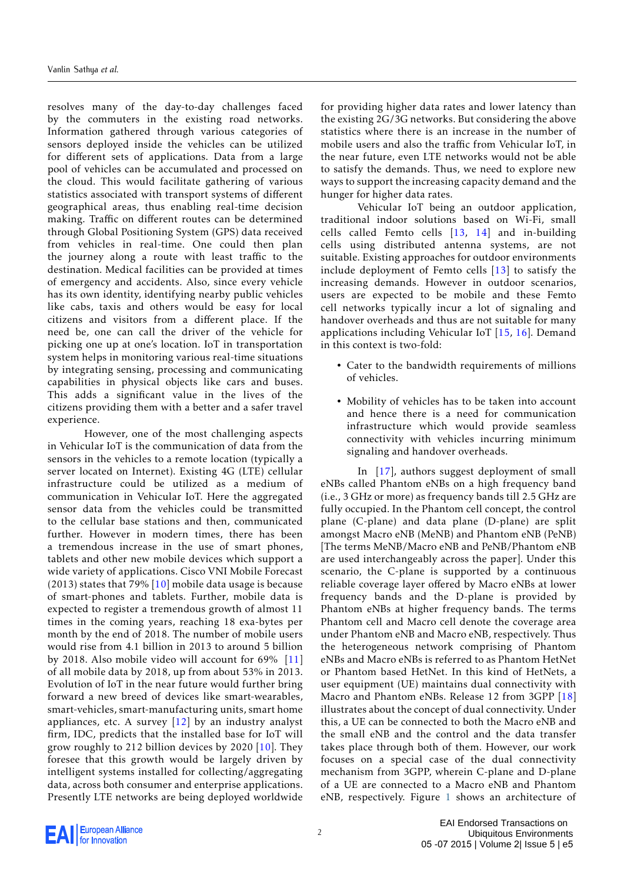resolves many of the day-to-day challenges faced by the commuters in the existing road networks. Information gathered through various categories of sensors deployed inside the vehicles can be utilized for different sets of applications. Data from a large pool of vehicles can be accumulated and processed on the cloud. This would facilitate gathering of various statistics associated with transport systems of different geographical areas, thus enabling real-time decision making. Traffic on different routes can be determined through Global Positioning System (GPS) data received from vehicles in real-time. One could then plan the journey along a route with least traffic to the destination. Medical facilities can be provided at times of emergency and accidents. Also, since every vehicle has its own identity, identifying nearby public vehicles like cabs, taxis and others would be easy for local citizens and visitors from a different place. If the need be, one can call the driver of the vehicle for picking one up at one's location. IoT in transportation system helps in monitoring various real-time situations by integrating sensing, processing and communicating capabilities in physical objects like cars and buses. This adds a significant value in the lives of the citizens providing them with a better and a safer travel experience.

However, one of the most challenging aspects in Vehicular IoT is the communication of data from the sensors in the vehicles to a remote location (typically a server located on Internet). Existing 4G (LTE) cellular infrastructure could be utilized as a medium of communication in Vehicular IoT. Here the aggregated sensor data from the vehicles could be transmitted to the cellular base stations and then, communicated further. However in modern times, there has been a tremendous increase in the use of smart phones, tablets and other new mobile devices which support a wide variety of applications. Cisco VNI Mobile Forecast (2013) states that 79% [10] mobile data usage is because of smart-phones and tablets. Further, mobile data is expected to register a tremendous growth of almost 11 times in the coming years, reaching 18 exa-bytes per month by the end of 2018. The number of mobile users would rise from 4.1 billion in 2013 to around 5 billion by 2018. Also mobile video will account for 69% [11] of all mobile data by 2018, up from about 53% in 2013. Evolution of IoT in the near future would further bring forward a new breed of devices like smart-wearables, smart-vehicles, smart-manufacturing units, smart home appliances, etc. A survey [12] by an industry analyst firm, IDC, predicts that the installed base for IoT will grow roughly to 212 billion devices by 2020 [10]. They foresee that this growth would be largely driven by intelligent systems installed for collecting/aggregating data, across both consumer and enterprise applications. Presently LTE networks are being deployed worldwide for providing higher data rates and lower latency than the existing 2G/3G networks. But considering the above statistics where there is an increase in the number of mobile users and also the traffic from Vehicular IoT, in the near future, even LTE networks would not be able to satisfy the demands. Thus, we need to explore new ways to support the increasing capacity demand and the hunger for higher data rates.

Vehicular IoT being an outdoor application, traditional indoor solutions based on Wi-Fi, small cells called Femto cells [13, 14] and in-building cells using distributed antenna systems, are not suitable. Existing approaches for outdoor environments include deployment of Femto cells [13] to satisfy the increasing demands. However in outdoor scenarios, users are expected to be mobile and these Femto cell networks typically incur a lot of signaling and handover overheads and thus are not suitable for many applications including Vehicular IoT [15, 16]. Demand in this context is two-fold:

- Cater to the bandwidth requirements of millions of vehicles.
- Mobility of vehicles has to be taken into account and hence there is a need for communication infrastructure which would provide seamless connectivity with vehicles incurring minimum signaling and handover overheads.

In [17], authors suggest deployment of small eNBs called Phantom eNBs on a high frequency band (i.e., 3 GHz or more) as frequency bands till 2.5 GHz are fully occupied. In the Phantom cell concept, the control plane (C-plane) and data plane (D-plane) are split amongst Macro eNB (MeNB) and Phantom eNB (PeNB) [The terms MeNB/Macro eNB and PeNB/Phantom eNB are used interchangeably across the paper]. Under this scenario, the C-plane is supported by a continuous reliable coverage layer offered by Macro eNBs at lower frequency bands and the D-plane is provided by Phantom eNBs at higher frequency bands. The terms Phantom cell and Macro cell denote the coverage area under Phantom eNB and Macro eNB, respectively. Thus the heterogeneous network comprising of Phantom eNBs and Macro eNBs is referred to as Phantom HetNet or Phantom based HetNet. In this kind of HetNets, a user equipment (UE) maintains dual connectivity with Macro and Phantom eNBs. Release 12 from 3GPP [18] illustrates about the concept of dual connectivity. Under this, a UE can be connected to both the Macro eNB and the small eNB and the control and the data transfer takes place through both of them. However, our work focuses on a special case of the dual connectivity mechanism from 3GPP, wherein C-plane and D-plane of a UE are connected to a Macro eNB and Phantom eNB, respectively. Figure 1 shows an architecture of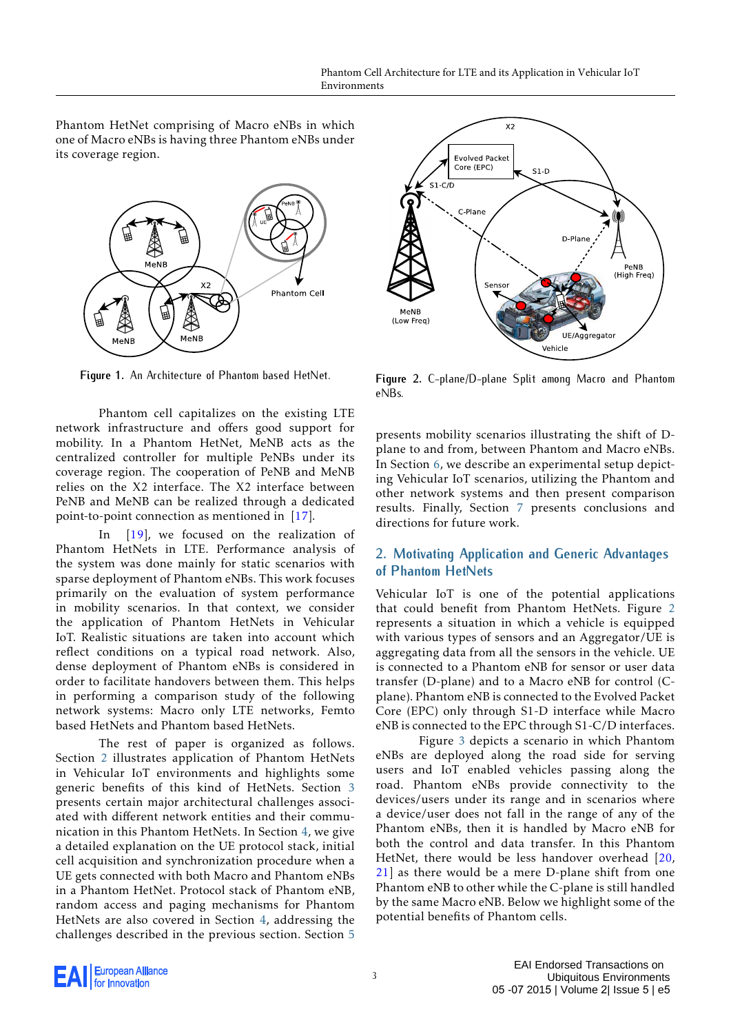Phantom HetNet comprising of Macro eNBs in which one of Macro eNBs is having three Phantom eNBs under its coverage region.

Figure 1. An Architecture of Phantom based HetNet.

Phantom cell capitalizes on the existing LTE network infrastructure and offers good support for mobility. In a Phantom HetNet, MeNB acts as the centralized controller for multiple PeNBs under its coverage region. The cooperation of PeNB and MeNB relies on the X2 interface. The X2 interface between PeNB and MeNB can be realized through a dedicated point-to-point connection as mentioned in [17].

In [19], we focused on the realization of Phantom HetNets in LTE. Performance analysis of the system was done mainly for static scenarios with sparse deployment of Phantom eNBs. This work focuses primarily on the evaluation of system performance in mobility scenarios. In that context, we consider the application of Phantom HetNets in Vehicular IoT. Realistic situations are taken into account which reflect conditions on a typical road network. Also, dense deployment of Phantom eNBs is considered in order to facilitate handovers between them. This helps in performing a comparison study of the following network systems: Macro only LTE networks, Femto based HetNets and Phantom based HetNets.

The rest of paper is organized as follows. Section 2 illustrates application of Phantom HetNets in Vehicular IoT environments and highlights some generic benefits of this kind of HetNets. Section 3 presents certain major architectural challenges associated with different network entities and their communication in this Phantom HetNets. In Section 4, we give a detailed explanation on the UE protocol stack, initial cell acquisition and synchronization procedure when a UE gets connected with both Macro and Phantom eNBs in a Phantom HetNet. Protocol stack of Phantom eNB, random access and paging mechanisms for Phantom HetNets are also covered in Section 4, addressing the challenges described in the previous section. Section 5 presents mobility scenarios illustrating the shift of D-plane to and from, between Phantom and Macro eNBs. In Section 6, we describe an experimental setup depicting Vehicular IoT scenarios, utilizing the Phantom and other network systems and then present comparison results. Finally, Section 7 presents conclusions and directions for future work.

Figure 2. C-plane/D-plane Split among Macro and Phantom eNBs.

## 2. Motivating Application and Generic Advantages of Phantom HetNets

Vehicular IoT is one of the potential applications that could benefit from Phantom HetNets. Figure 2 represents a situation in which a vehicle is equipped with various types of sensors and an Aggregator/UE is aggregating data from all the sensors in the vehicle. UE is connected to a Phantom eNB for sensor or user data transfer (D-plane) and to a Macro eNB for control (C-plane). Phantom eNB is connected to the Evolved Packet Core (EPC) only through S1-D interface while Macro eNB is connected to the EPC through S1-C/D interfaces.

Figure 3 depicts a scenario in which Phantom eNBs are deployed along the road side for serving users and IoT enabled vehicles passing along the road. Phantom eNBs provide connectivity to the devices/users under its range and in scenarios where a device/user does not fall in the range of any of the Phantom eNBs, then it is handled by Macro eNB for both the control and data transfer. In this Phantom HetNet, there would be less handover overhead [20, 21] as there would be a mere D-plane shift from one Phantom eNB to other while the C-plane is still handled by the same Macro eNB. Below we highlight some of the potential benefits of Phantom cells.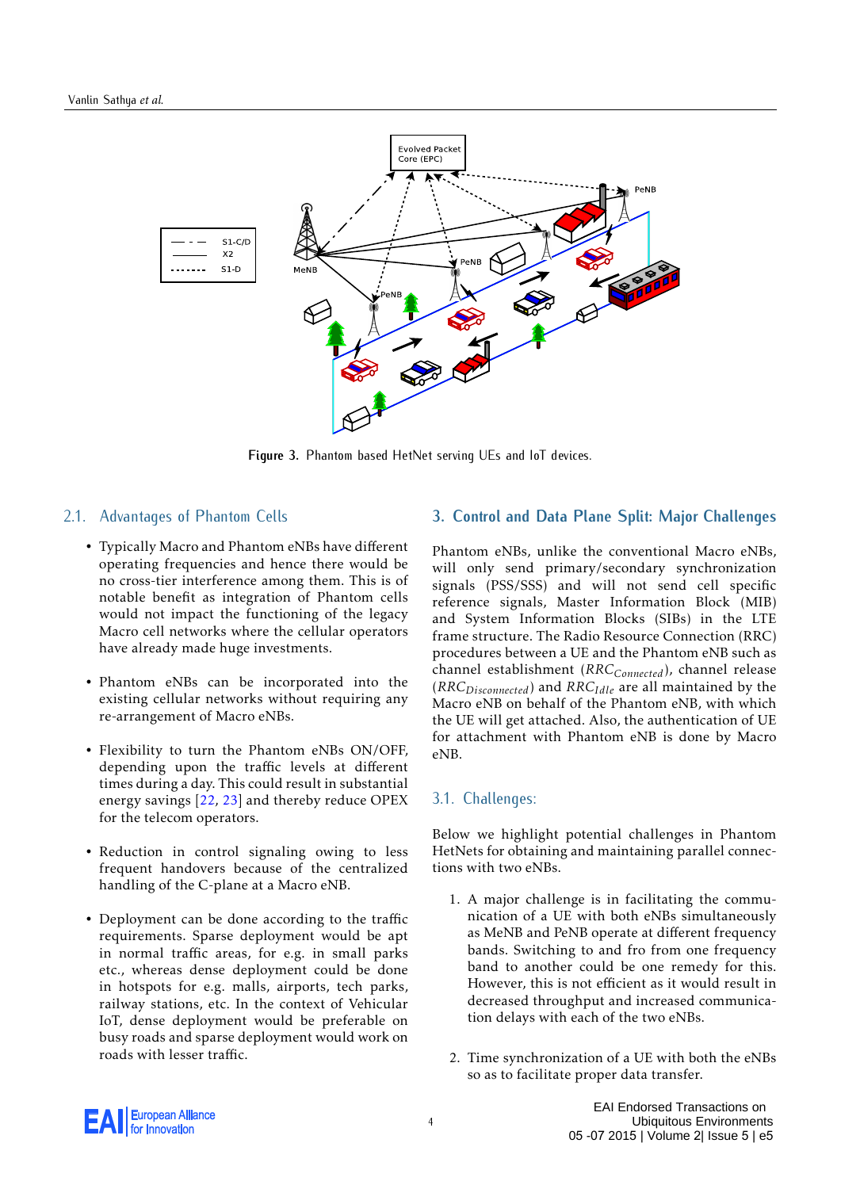Figure 3. Phantom based HetNet serving UEs and IoT devices.

### 2.1. Advantages of Phantom Cells

- Typically Macro and Phantom eNBs have different operating frequencies and hence there would be no cross-tier interference among them. This is of notable benefit as integration of Phantom cells would not impact the functioning of the legacy Macro cell networks where the cellular operators have already made huge investments.

- Phantom eNBs can be incorporated into the existing cellular networks without requiring any re-arrangement of Macro eNBs.

- Flexibility to turn the Phantom eNBs ON/OFF, depending upon the traffic levels at different times during a day. This could result in substantial energy savings [22, 23] and thereby reduce OPEX for the telecom operators.

- Reduction in control signaling owing to less frequent handovers because of the centralized handling of the C-plane at a Macro eNB.

- Deployment can be done according to the traffic requirements. Sparse deployment would be apt in normal traffic areas, for e.g. in small parks etc., whereas dense deployment could be done in hotspots for e.g. malls, airports, tech parks, railway stations, etc. In the context of Vehicular IoT, dense deployment would be preferable on busy roads and sparse deployment would work on roads with lesser traffic.

## 3. Control and Data Plane Split: Major Challenges

Phantom eNBs, unlike the conventional Macro eNBs, will only send primary/secondary synchronization signals (PSS/SSS) and will not send cell specific reference signals, Master Information Block (MIB) and System Information Blocks (SIBs) in the LTE frame structure. The Radio Resource Connection (RRC) procedures between a UE and the Phantom eNB such as channel establishment ($RRC_{Connected}$), channel release ($RRC_{Disconnected}$) and $RRC_{Idle}$ are all maintained by the Macro eNB on behalf of the Phantom eNB, with which the UE will get attached. Also, the authentication of UE for attachment with Phantom eNB is done by Macro eNB.

### 3.1. Challenges:

Below we highlight potential challenges in Phantom HetNets for obtaining and maintaining parallel connections with two eNBs.

1. A major challenge is in facilitating the communication of a UE with both eNBs simultaneously as MeNB and PeNB operate at different frequency bands. Switching to and fro from one frequency band to another could be one remedy for this. However, this is not efficient as it would result in decreased throughput and increased communication delays with each of the two eNBs.

2. Time synchronization of a UE with both the eNBs so as to facilitate proper data transfer.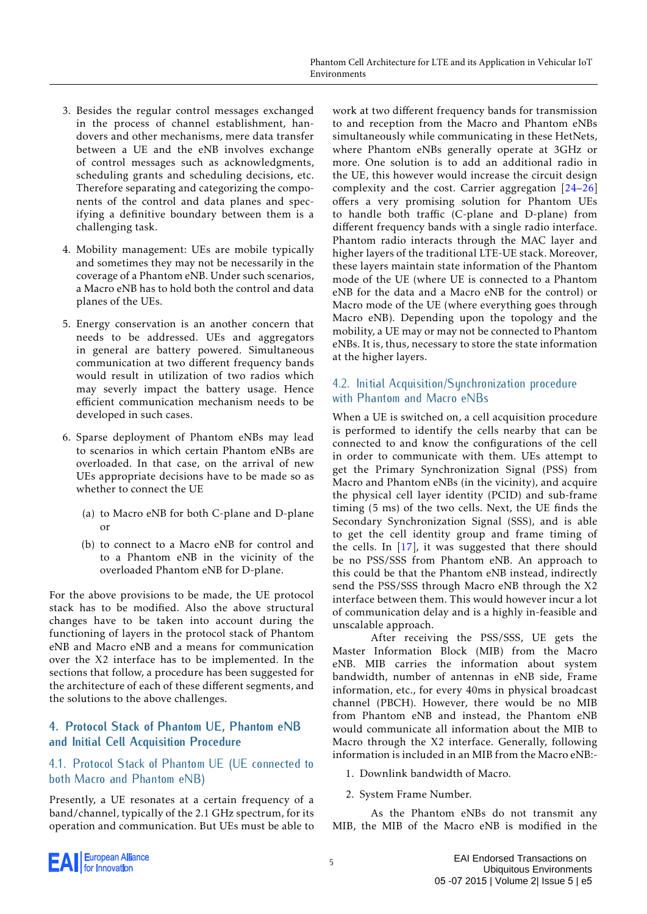3. Besides the regular control messages exchanged in the process of channel establishment, handovers and other mechanisms, mere data transfer between a UE and the eNB involves exchange of control messages such as acknowledgments, scheduling grants and scheduling decisions, etc. Therefore separating and categorizing the components of the control and data planes and specifying a definitive boundary between them is a challenging task.

4. Mobility management: UEs are mobile typically and sometimes they may not be necessarily in the coverage of a Phantom eNB. Under such scenarios, a Macro eNB has to hold both the control and data planes of the UEs.

5. Energy conservation is an another concern that needs to be addressed. UEs and aggregators in general are battery powered. Simultaneous communication at two different frequency bands would result in utilization of two radios which may severly impact the battery usage. Hence efficient communication mechanism needs to be developed in such cases.

6. Sparse deployment of Phantom eNBs may lead to scenarios in which certain Phantom eNBs are overloaded. In that case, on the arrival of new UEs appropriate decisions have to be made so as whether to connect the UE

   (a) to Macro eNB for both C-plane and D-plane or

   (b) to connect to a Macro eNB for control and to a Phantom eNB in the vicinity of the overloaded Phantom eNB for D-plane.

For the above provisions to be made, the UE protocol stack has to be modified. Also the above structural changes have to be taken into account during the functioning of layers in the protocol stack of Phantom eNB and Macro eNB and a means for communication over the X2 interface has to be implemented. In the sections that follow, a procedure has been suggested for the architecture of each of these different segments, and the solutions to the above challenges.

## 4. Protocol Stack of Phantom UE, Phantom eNB and Initial Cell Acquisition Procedure

### 4.1. Protocol Stack of Phantom UE (UE connected to both Macro and Phantom eNB)

Presently, a UE resonates at a certain frequency of a band/channel, typically of the 2.1 GHz spectrum, for its operation and communication. But UEs must be able to work at two different frequency bands for transmission to and reception from the Macro and Phantom eNBs simultaneously while communicating in these HetNets, where Phantom eNBs generally operate at 3GHz or more. One solution is to add an additional radio in the UE, this however would increase the circuit design complexity and the cost. Carrier aggregation [24–26] offers a very promising solution for Phantom UEs to handle both traffic (C-plane and D-plane) from different frequency bands with a single radio interface. Phantom radio interacts through the MAC layer and higher layers of the traditional LTE-UE stack. Moreover, these layers maintain state information of the Phantom mode of the UE (where UE is connected to a Phantom eNB for the data and a Macro eNB for the control) or Macro mode of the UE (where everything goes through Macro eNB). Depending upon the topology and the mobility, a UE may or may not be connected to Phantom eNBs. It is, thus, necessary to store the state information at the higher layers.

### 4.2. Initial Acquisition/Synchronization procedure with Phantom and Macro eNBs

When a UE is switched on, a cell acquisition procedure is performed to identify the cells nearby that can be connected to and know the configurations of the cell in order to communicate with them. UEs attempt to get the Primary Synchronization Signal (PSS) from Macro and Phantom eNBs (in the vicinity), and acquire the physical cell layer identity (PCID) and sub-frame timing (5 ms) of the two cells. Next, the UE finds the Secondary Synchronization Signal (SSS), and is able to get the cell identity group and frame timing of the cells. In [17], it was suggested that there should be no PSS/SSS from Phantom eNB. An approach to this could be that the Phantom eNB instead, indirectly send the PSS/SSS through Macro eNB through the X2 interface between them. This would however incur a lot of communication delay and is a highly in-feasible and unscalable approach.

After receiving the PSS/SSS, UE gets the Master Information Block (MIB) from the Macro eNB. MIB carries the information about system bandwidth, number of antennas in eNB side, Frame information, etc., for every 40ms in physical broadcast channel (PBCH). However, there would be no MIB from Phantom eNB and instead, the Phantom eNB would communicate all information about the MIB to Macro through the X2 interface. Generally, following information is included in an MIB from the Macro eNB:-

1. Downlink bandwidth of Macro.

2. System Frame Number.

As the Phantom eNBs do not transmit any MIB, the MIB of the Macro eNB is modified in the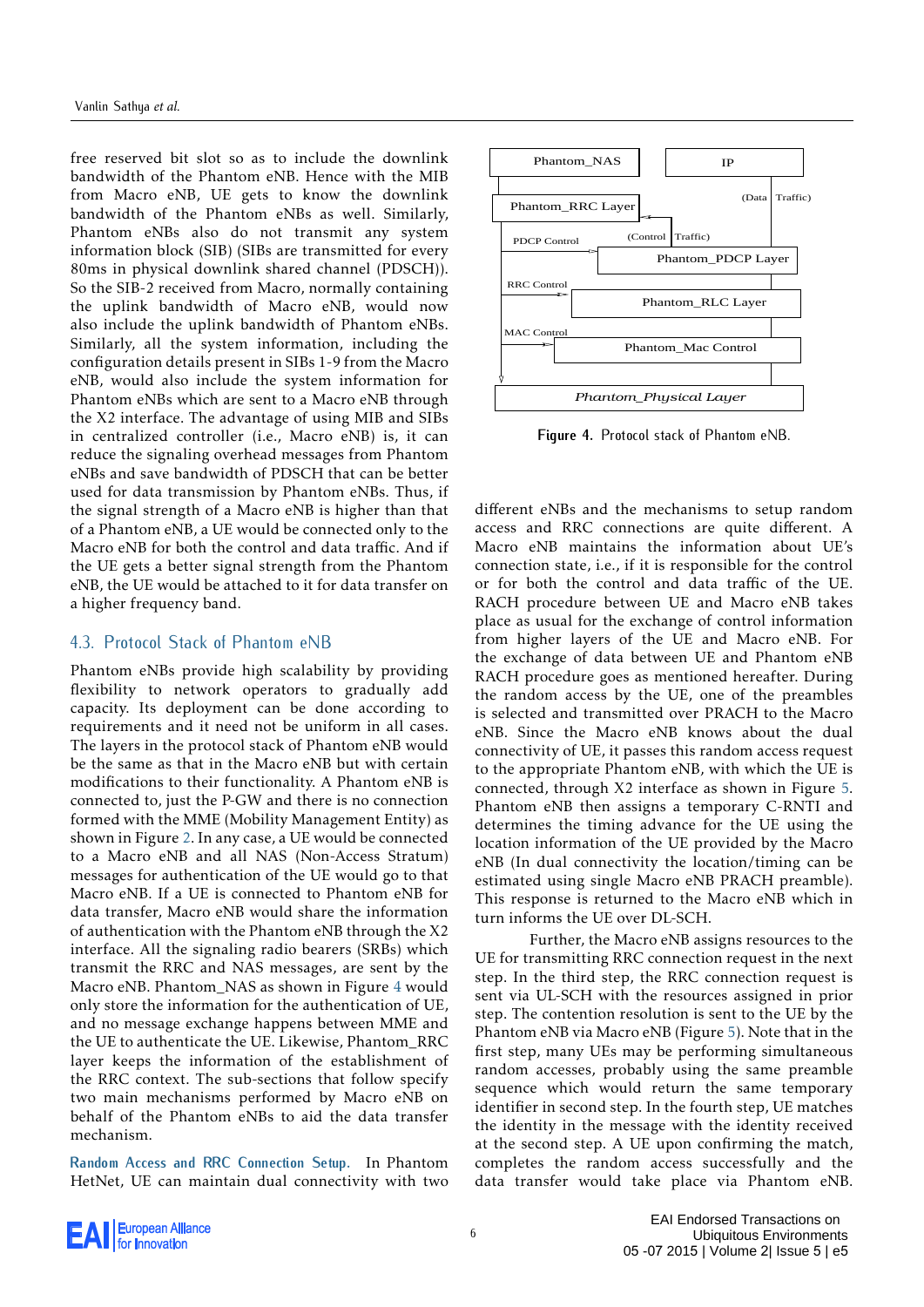free reserved bit slot so as to include the downlink bandwidth of the Phantom eNB. Hence with the MIB from Macro eNB, UE gets to know the downlink bandwidth of the Phantom eNBs as well. Similarly, Phantom eNBs also do not transmit any system information block (SIB) (SIBs are transmitted for every 80ms in physical downlink shared channel (PDSCH)). So the SIB-2 received from Macro, normally containing the uplink bandwidth of Macro eNB, would now also include the uplink bandwidth of Phantom eNBs. Similarly, all the system information, including the configuration details present in SIBs 1-9 from the Macro eNB, would also include the system information for Phantom eNBs which are sent to a Macro eNB through the X2 interface. The advantage of using MIB and SIBs in centralized controller (i.e., Macro eNB) is, it can reduce the signaling overhead messages from Phantom eNBs and save bandwidth of PDSCH that can be better used for data transmission by Phantom eNBs. Thus, if the signal strength of a Macro eNB is higher than that of a Phantom eNB, a UE would be connected only to the Macro eNB for both the control and data traffic. And if the UE gets a better signal strength from the Phantom eNB, the UE would be attached to it for data transfer on a higher frequency band.

## 4.3. Protocol Stack of Phantom eNB

Phantom eNBs provide high scalability by providing flexibility to network operators to gradually add capacity. Its deployment can be done according to requirements and it need not be uniform in all cases. The layers in the protocol stack of Phantom eNB would be the same as that in the Macro eNB but with certain modifications to their functionality. A Phantom eNB is connected to, just the P-GW and there is no connection formed with the MME (Mobility Management Entity) as shown in Figure 2. In any case, a UE would be connected to a Macro eNB and all NAS (Non-Access Stratum) messages for authentication of the UE would go to that Macro eNB. If a UE is connected to Phantom eNB for data transfer, Macro eNB would share the information of authentication with the Phantom eNB through the X2 interface. All the signaling radio bearers (SRBs) which transmit the RRC and NAS messages, are sent by the Macro eNB. Phantom_NAS as shown in Figure 4 would only store the information for the authentication of UE, and no message exchange happens between MME and the UE to authenticate the UE. Likewise, Phantom_RRC layer keeps the information of the establishment of the RRC context. The sub-sections that follow specify two main mechanisms performed by Macro eNB on behalf of the Phantom eNBs to aid the data transfer mechanism.

**Random Access and RRC Connection Setup.** In Phantom HetNet, UE can maintain dual connectivity with two

Phantom_NAS | IP | Phantom_RRC Layer | (Data Traffic) | PDCP Control | (Control Traffic) | Phantom_PDCP Layer | RRC Control | Phantom_RLC Layer | MAC Control | Phantom_Mac Control | Phantom_Physical Layer

**Figure 4.** Protocol stack of Phantom eNB.

different eNBs and the mechanisms to setup random access and RRC connections are quite different. A Macro eNB maintains the information about UE's connection state, i.e., if it is responsible for the control or for both the control and data traffic of the UE. RACH procedure between UE and Macro eNB takes place as usual for the exchange of control information from higher layers of the UE and Macro eNB. For the exchange of data between UE and Phantom eNB RACH procedure goes as mentioned hereafter. During the random access by the UE, one of the preambles is selected and transmitted over PRACH to the Macro eNB. Since the Macro eNB knows about the dual connectivity of UE, it passes this random access request to the appropriate Phantom eNB, with which the UE is connected, through X2 interface as shown in Figure 5. Phantom eNB then assigns a temporary C-RNTI and determines the timing advance for the UE using the location information of the UE provided by the Macro eNB (In dual connectivity the location/timing can be estimated using single Macro eNB PRACH preamble). This response is returned to the Macro eNB which in turn informs the UE over DL-SCH.

Further, the Macro eNB assigns resources to the UE for transmitting RRC connection request in the next step. In the third step, the RRC connection request is sent via UL-SCH with the resources assigned in prior step. The contention resolution is sent to the UE by the Phantom eNB via Macro eNB (Figure 5). Note that in the first step, many UEs may be performing simultaneous random accesses, probably using the same preamble sequence which would return the same temporary identifier in second step. In the fourth step, UE matches the identity in the message with the identity received at the second step. A UE upon confirming the match, completes the random access successfully and the data transfer would take place via Phantom eNB.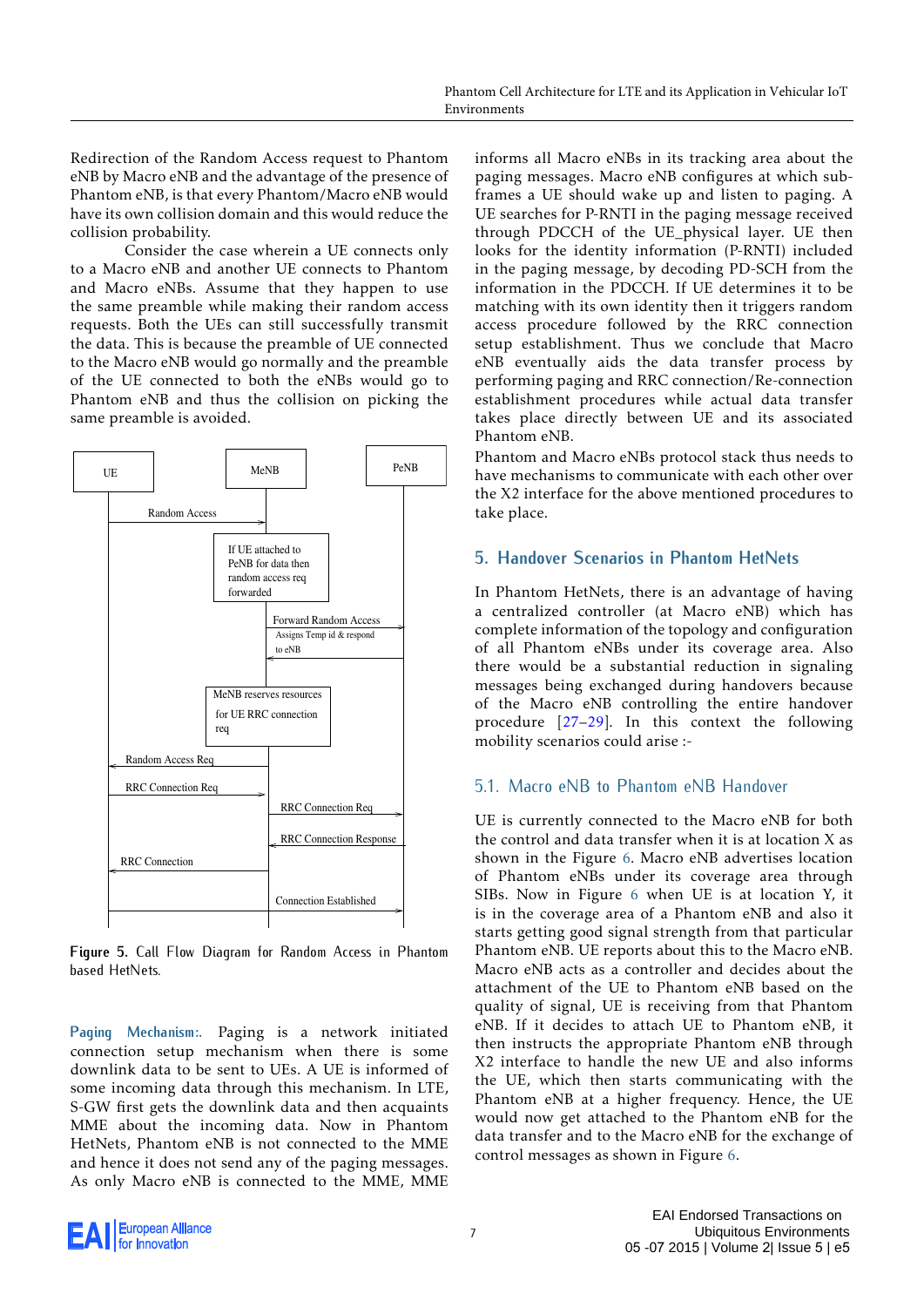Redirection of the Random Access request to Phantom eNB by Macro eNB and the advantage of the presence of Phantom eNB, is that every Phantom/Macro eNB would have its own collision domain and this would reduce the collision probability.

Consider the case wherein a UE connects only to a Macro eNB and another UE connects to Phantom and Macro eNBs. Assume that they happen to use the same preamble while making their random access requests. Both the UEs can still successfully transmit the data. This is because the preamble of UE connected to the Macro eNB would go normally and the preamble of the UE connected to both the eNBs would go to Phantom eNB and thus the collision on picking the same preamble is avoided.

UE | MeNB | PeNB

Random Access

If UE attached to PeNB for data then random access req forwarded

Forward Random Access

Assigns Temp id & respond to eNB

MeNB reserves resources for UE RRC connection req

Random Access Req

RRC Connection Req

RRC Connection Req

RRC Connection Response

RRC Connection

Connection Established

**Figure 5.** Call Flow Diagram for Random Access in Phantom based HetNets.

**Paging Mechanism:.** Paging is a network initiated connection setup mechanism when there is some downlink data to be sent to UEs. A UE is informed of some incoming data through this mechanism. In LTE, S-GW first gets the downlink data and then acquaints MME about the incoming data. Now in Phantom HetNets, Phantom eNB is not connected to the MME and hence it does not send any of the paging messages. As only Macro eNB is connected to the MME, MME informs all Macro eNBs in its tracking area about the paging messages. Macro eNB configures at which sub-frames a UE should wake up and listen to paging. A UE searches for P-RNTI in the paging message received through PDCCH of the UE_physical layer. UE then looks for the identity information (P-RNTI) included in the paging message, by decoding PD-SCH from the information in the PDCCH. If UE determines it to be matching with its own identity then it triggers random access procedure followed by the RRC connection setup establishment. Thus we conclude that Macro eNB eventually aids the data transfer process by performing paging and RRC connection/Re-connection establishment procedures while actual data transfer takes place directly between UE and its associated Phantom eNB.

Phantom and Macro eNBs protocol stack thus needs to have mechanisms to communicate with each other over the X2 interface for the above mentioned procedures to take place.

## 5. Handover Scenarios in Phantom HetNets

In Phantom HetNets, there is an advantage of having a centralized controller (at Macro eNB) which has complete information of the topology and configuration of all Phantom eNBs under its coverage area. Also there would be a substantial reduction in signaling messages being exchanged during handovers because of the Macro eNB controlling the entire handover procedure [27–29]. In this context the following mobility scenarios could arise :-

### 5.1. Macro eNB to Phantom eNB Handover

UE is currently connected to the Macro eNB for both the control and data transfer when it is at location X as shown in the Figure 6. Macro eNB advertises location of Phantom eNBs under its coverage area through SIBs. Now in Figure 6 when UE is at location Y, it is in the coverage area of a Phantom eNB and also it starts getting good signal strength from that particular Phantom eNB. UE reports about this to the Macro eNB. Macro eNB acts as a controller and decides about the attachment of the UE to Phantom eNB based on the quality of signal, UE is receiving from that Phantom eNB. If it decides to attach UE to Phantom eNB, it then instructs the appropriate Phantom eNB through X2 interface to handle the new UE and also informs the UE, which then starts communicating with the Phantom eNB at a higher frequency. Hence, the UE would now get attached to the Phantom eNB for the data transfer and to the Macro eNB for the exchange of control messages as shown in Figure 6.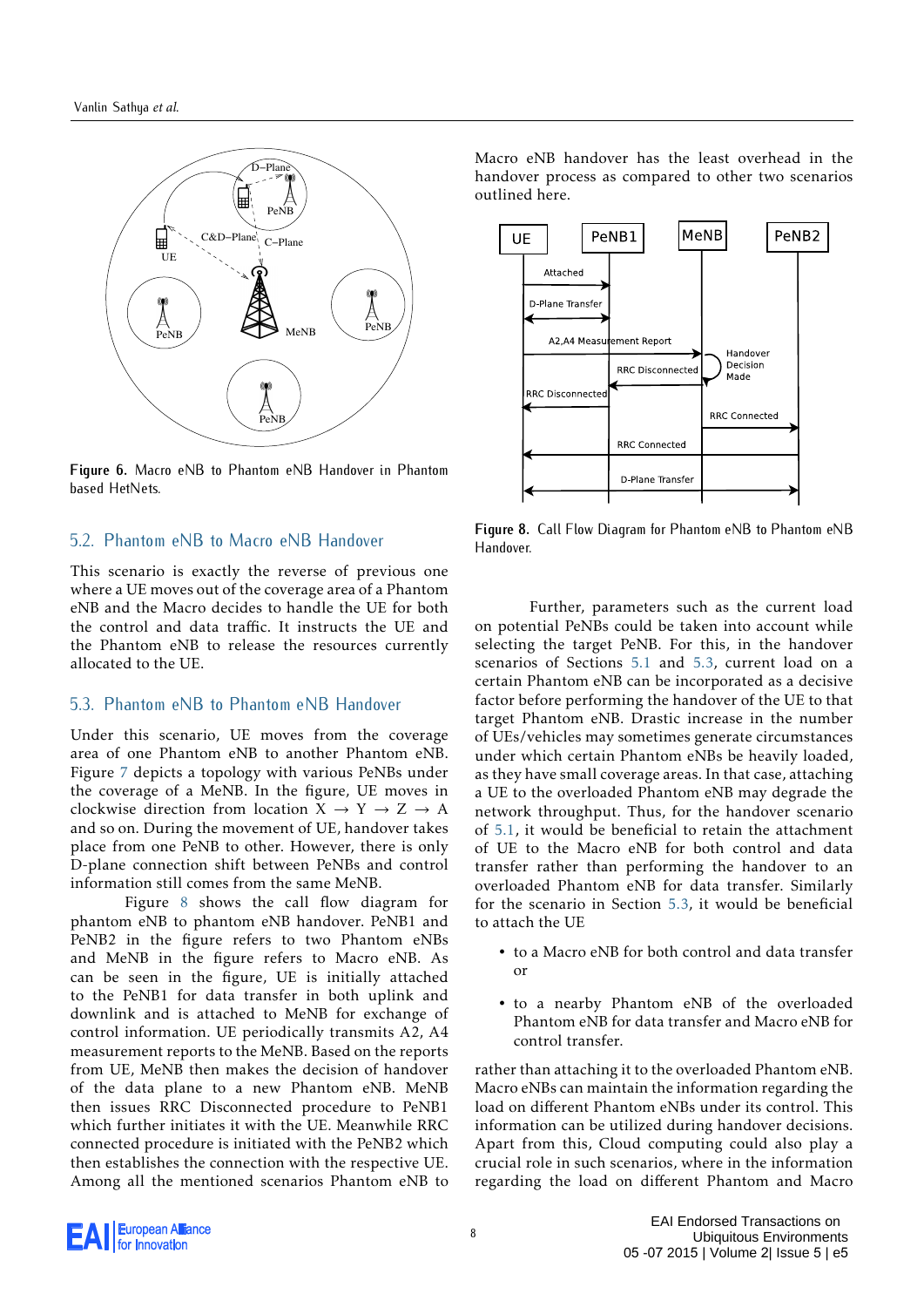Figure 6. Macro eNB to Phantom eNB Handover in Phantom based HetNets.

## 5.2. Phantom eNB to Macro eNB Handover

This scenario is exactly the reverse of previous one where a UE moves out of the coverage area of a Phantom eNB and the Macro decides to handle the UE for both the control and data traffic. It instructs the UE and the Phantom eNB to release the resources currently allocated to the UE.

## 5.3. Phantom eNB to Phantom eNB Handover

Under this scenario, UE moves from the coverage area of one Phantom eNB to another Phantom eNB. Figure 7 depicts a topology with various PeNBs under the coverage of a MeNB. In the figure, UE moves in clockwise direction from location $X \rightarrow Y \rightarrow Z \rightarrow A$ and so on. During the movement of UE, handover takes place from one PeNB to other. However, there is only D-plane connection shift between PeNBs and control information still comes from the same MeNB.

Figure 8 shows the call flow diagram for phantom eNB to phantom eNB handover. PeNB1 and PeNB2 in the figure refers to two Phantom eNBs and MeNB in the figure refers to Macro eNB. As can be seen in the figure, UE is initially attached to the PeNB1 for data transfer in both uplink and downlink and is attached to MeNB for exchange of control information. UE periodically transmits A2, A4 measurement reports to the MeNB. Based on the reports from UE, MeNB then makes the decision of handover of the data plane to a new Phantom eNB. MeNB then issues RRC Disconnected procedure to PeNB1 which further initiates it with the UE. Meanwhile RRC connected procedure is initiated with the PeNB2 which then establishes the connection with the respective UE. Among all the mentioned scenarios Phantom eNB to Macro eNB handover has the least overhead in the handover process as compared to other two scenarios outlined here.

Figure 8. Call Flow Diagram for Phantom eNB to Phantom eNB Handover.

Further, parameters such as the current load on potential PeNBs could be taken into account while selecting the target PeNB. For this, in the handover scenarios of Sections 5.1 and 5.3, current load on a certain Phantom eNB can be incorporated as a decisive factor before performing the handover of the UE to that target Phantom eNB. Drastic increase in the number of UEs/vehicles may sometimes generate circumstances under which certain Phantom eNBs be heavily loaded, as they have small coverage areas. In that case, attaching a UE to the overloaded Phantom eNB may degrade the network throughput. Thus, for the handover scenario of 5.1, it would be beneficial to retain the attachment of UE to the Macro eNB for both control and data transfer rather than performing the handover to an overloaded Phantom eNB for data transfer. Similarly for the scenario in Section 5.3, it would be beneficial to attach the UE

- to a Macro eNB for both control and data transfer or
- to a nearby Phantom eNB of the overloaded Phantom eNB for data transfer and Macro eNB for control transfer.

rather than attaching it to the overloaded Phantom eNB. Macro eNBs can maintain the information regarding the load on different Phantom eNBs under its control. This information can be utilized during handover decisions. Apart from this, Cloud computing could also play a crucial role in such scenarios, where in the information regarding the load on different Phantom and Macro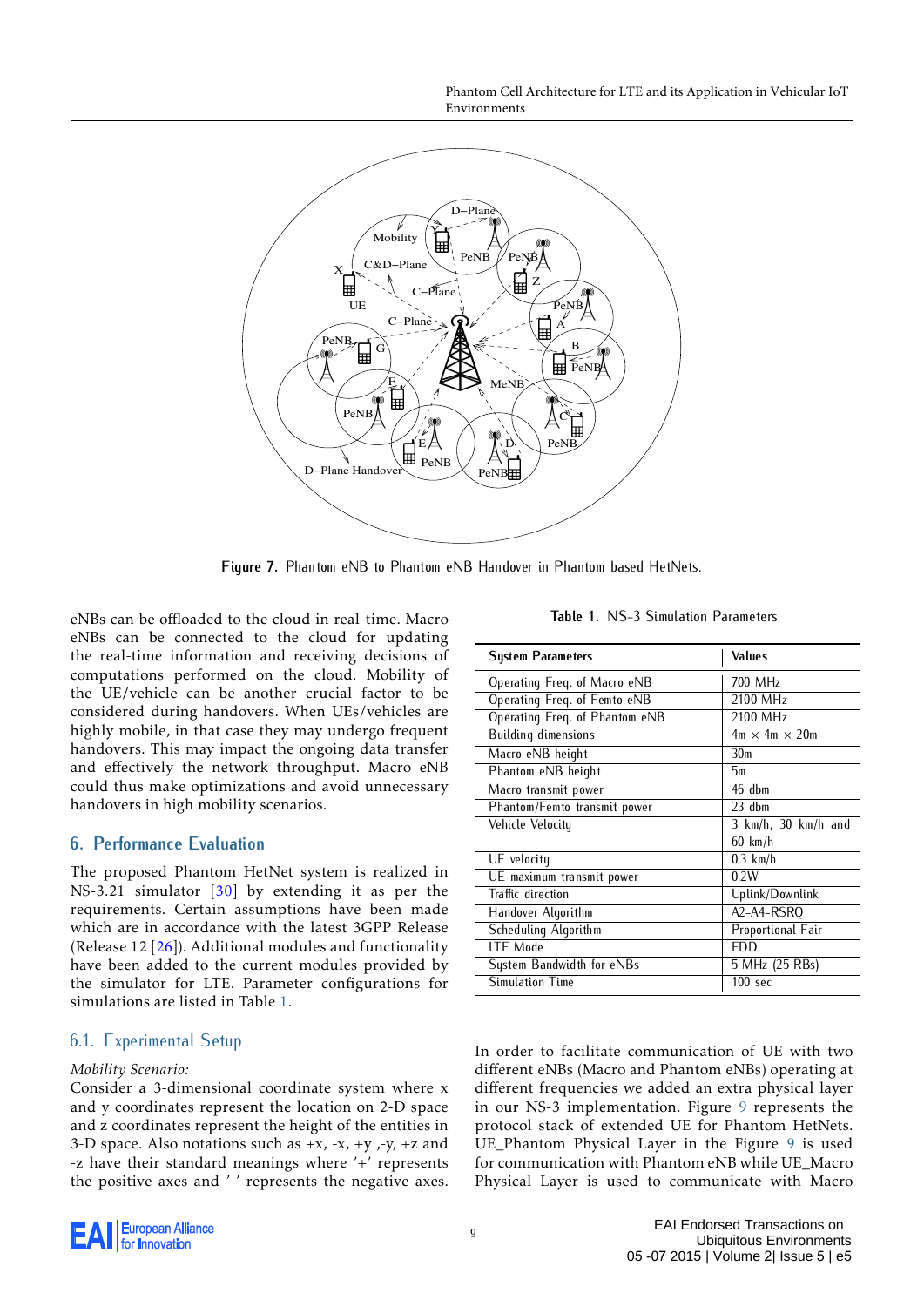Figure 7. Phantom eNB to Phantom eNB Handover in Phantom based HetNets.

eNBs can be offloaded to the cloud in real-time. Macro eNBs can be connected to the cloud for updating the real-time information and receiving decisions of computations performed on the cloud. Mobility of the UE/vehicle can be another crucial factor to be considered during handovers. When UEs/vehicles are highly mobile, in that case they may undergo frequent handovers. This may impact the ongoing data transfer and effectively the network throughput. Macro eNB could thus make optimizations and avoid unnecessary handovers in high mobility scenarios.

## 6. Performance Evaluation

The proposed Phantom HetNet system is realized in NS-3.21 simulator [30] by extending it as per the requirements. Certain assumptions have been made which are in accordance with the latest 3GPP Release (Release 12 [26]). Additional modules and functionality have been added to the current modules provided by the simulator for LTE. Parameter configurations for simulations are listed in Table 1.

### 6.1. Experimental Setup

*Mobility Scenario:*
Consider a 3-dimensional coordinate system where x and y coordinates represent the location on 2-D space and z coordinates represent the height of the entities in 3-D space. Also notations such as +x, -x, +y ,-y, +z and -z have their standard meanings where '+' represents the positive axes and '-' represents the negative axes.

**Table 1.** NS-3 Simulation Parameters

| System Parameters | Values |
|---|---|
| Operating Freq. of Macro eNB | 700 MHz |
| Operating Freq. of Femto eNB | 2100 MHz |
| Operating Freq. of Phantom eNB | 2100 MHz |
| Building dimensions | 4m × 4m × 20m |
| Macro eNB height | 30m |
| Phantom eNB height | 5m |
| Macro transmit power | 46 dbm |
| Phantom/Femto transmit power | 23 dbm |
| Vehicle Velocity | 3 km/h, 30 km/h and 60 km/h |
| UE velocity | 0.3 km/h |
| UE maximum transmit power | 0.2W |
| Traffic direction | Uplink/Downlink |
| Handover Algorithm | A2-A4-RSRQ |
| Scheduling Algorithm | Proportional Fair |
| LTE Mode | FDD |
| System Bandwidth for eNBs | 5 MHz (25 RBs) |
| Simulation Time | 100 sec |

In order to facilitate communication of UE with two different eNBs (Macro and Phantom eNBs) operating at different frequencies we added an extra physical layer in our NS-3 implementation. Figure 9 represents the protocol stack of extended UE for Phantom HetNets. UE_Phantom Physical Layer in the Figure 9 is used for communication with Phantom eNB while UE_Macro Physical Layer is used to communicate with Macro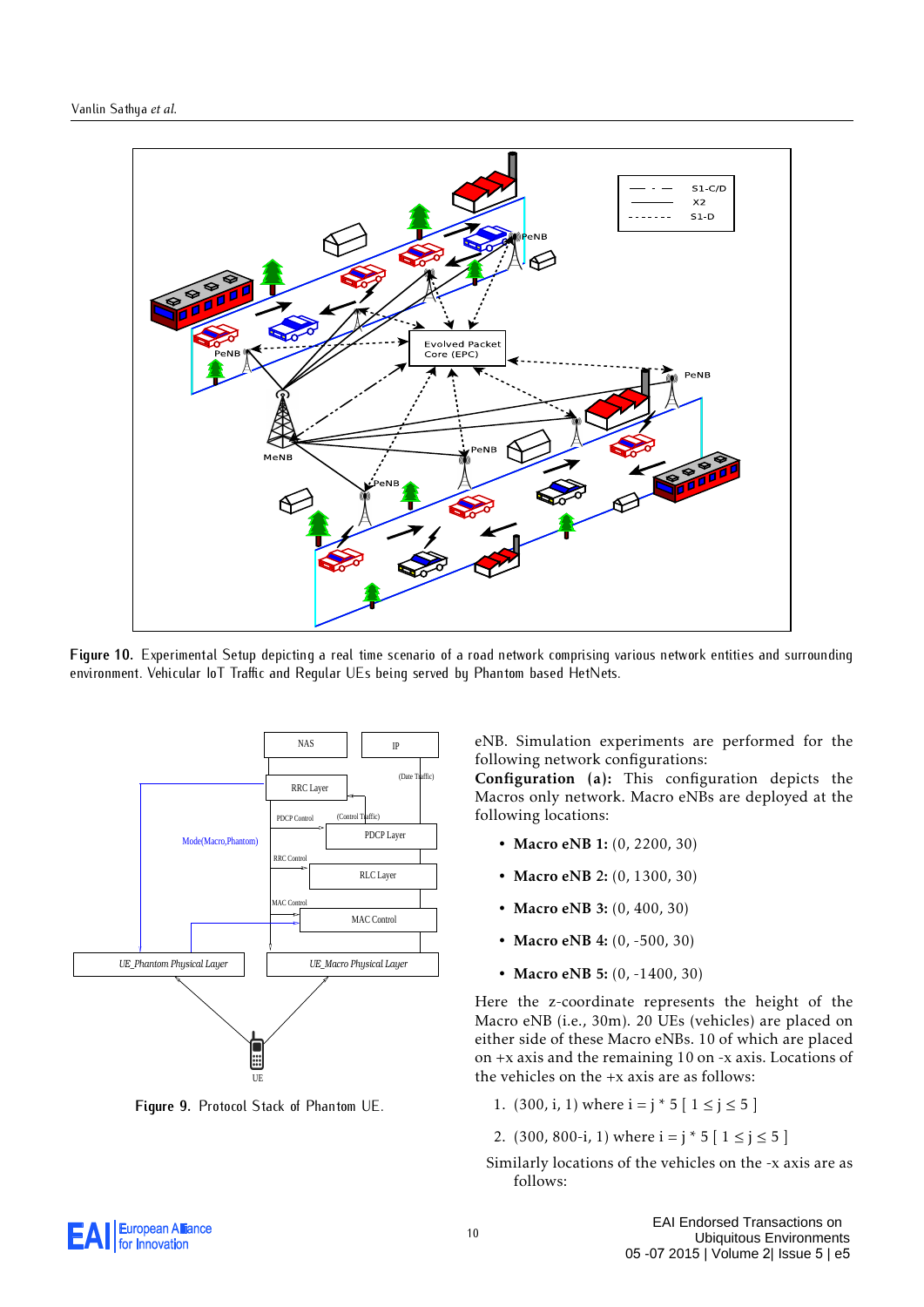Figure 10. Experimental Setup depicting a real time scenario of a road network comprising various network entities and surrounding environment. Vehicular IoT Traffic and Regular UEs being served by Phantom based HetNets.

Figure 9. Protocol Stack of Phantom UE.

eNB. Simulation experiments are performed for the following network configurations:

**Configuration (a):** This configuration depicts the Macros only network. Macro eNBs are deployed at the following locations:

- **Macro eNB 1:** (0, 2200, 30)
- **Macro eNB 2:** (0, 1300, 30)
- **Macro eNB 3:** (0, 400, 30)
- **Macro eNB 4:** (0, -500, 30)
- **Macro eNB 5:** (0, -1400, 30)

Here the z-coordinate represents the height of the Macro eNB (i.e., 30m). 20 UEs (vehicles) are placed on either side of these Macro eNBs. 10 of which are placed on +x axis and the remaining 10 on -x axis. Locations of the vehicles on the +x axis are as follows:

1. (300, i, 1) where i = j * 5 [ $1 \leq j \leq 5$ ]
2. (300, 800-i, 1) where i = j * 5 [ $1 \leq j \leq 5$ ]

Similarly locations of the vehicles on the -x axis are as follows: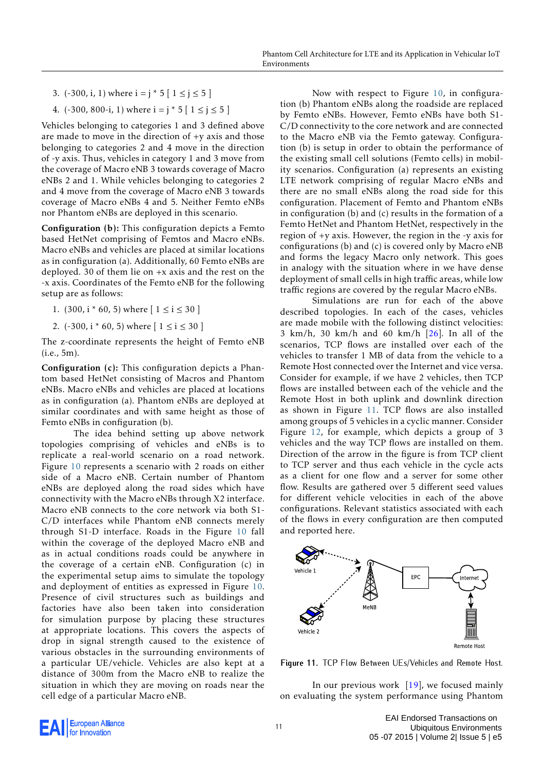3. (-300, i, 1) where i = j * 5 [ 1 ≤ j ≤ 5 ]
4. (-300, 800-i, 1) where i = j * 5 [ 1 ≤ j ≤ 5 ]

Vehicles belonging to categories 1 and 3 defined above are made to move in the direction of +y axis and those belonging to categories 2 and 4 move in the direction of -y axis. Thus, vehicles in category 1 and 3 move from the coverage of Macro eNB 3 towards coverage of Macro eNBs 2 and 1. While vehicles belonging to categories 2 and 4 move from the coverage of Macro eNB 3 towards coverage of Macro eNBs 4 and 5. Neither Femto eNBs nor Phantom eNBs are deployed in this scenario.

**Configuration (b):** This configuration depicts a Femto based HetNet comprising of Femtos and Macro eNBs. Macro eNBs and vehicles are placed at similar locations as in configuration (a). Additionally, 60 Femto eNBs are deployed. 30 of them lie on +x axis and the rest on the -x axis. Coordinates of the Femto eNB for the following setup are as follows:

1. (300, i * 60, 5) where [ 1 ≤ i ≤ 30 ]
2. (-300, i * 60, 5) where [ 1 ≤ i ≤ 30 ]

The z-coordinate represents the height of Femto eNB (i.e., 5m).

**Configuration (c):** This configuration depicts a Phantom based HetNet consisting of Macros and Phantom eNBs. Macro eNBs and vehicles are placed at locations as in configuration (a). Phantom eNBs are deployed at similar coordinates and with same height as those of Femto eNBs in configuration (b).

The idea behind setting up above network topologies comprising of vehicles and eNBs is to replicate a real-world scenario on a road network. Figure 10 represents a scenario with 2 roads on either side of a Macro eNB. Certain number of Phantom eNBs are deployed along the road sides which have connectivity with the Macro eNBs through X2 interface. Macro eNB connects to the core network via both S1-C/D interfaces while Phantom eNB connects merely through S1-D interface. Roads in the Figure 10 fall within the coverage of the deployed Macro eNB and as in actual conditions roads could be anywhere in the coverage of a certain eNB. Configuration (c) in the experimental setup aims to simulate the topology and deployment of entities as expressed in Figure 10. Presence of civil structures such as buildings and factories have also been taken into consideration for simulation purpose by placing these structures at appropriate locations. This covers the aspects of drop in signal strength caused to the existence of various obstacles in the surrounding environments of a particular UE/vehicle. Vehicles are also kept at a distance of 300m from the Macro eNB to realize the situation in which they are moving on roads near the cell edge of a particular Macro eNB.

Now with respect to Figure 10, in configuration (b) Phantom eNBs along the roadside are replaced by Femto eNBs. However, Femto eNBs have both S1-C/D connectivity to the core network and are connected to the Macro eNB via the Femto gateway. Configuration (b) is setup in order to obtain the performance of the existing small cell solutions (Femto cells) in mobility scenarios. Configuration (a) represents an existing LTE network comprising of regular Macro eNBs and there are no small eNBs along the road side for this configuration. Placement of Femto and Phantom eNBs in configuration (b) and (c) results in the formation of a Femto HetNet and Phantom HetNet, respectively in the region of +y axis. However, the region in the -y axis for configurations (b) and (c) is covered only by Macro eNB and forms the legacy Macro only network. This goes in analogy with the situation where in we have dense deployment of small cells in high traffic areas, while low traffic regions are covered by the regular Macro eNBs.

Simulations are run for each of the above described topologies. In each of the cases, vehicles are made mobile with the following distinct velocities: 3 km/h, 30 km/h and 60 km/h [26]. In all of the scenarios, TCP flows are installed over each of the vehicles to transfer 1 MB of data from the vehicle to a Remote Host connected over the Internet and vice versa. Consider for example, if we have 2 vehicles, then TCP flows are installed between each of the vehicle and the Remote Host in both uplink and downlink direction as shown in Figure 11. TCP flows are also installed among groups of 5 vehicles in a cyclic manner. Consider Figure 12, for example, which depicts a group of 3 vehicles and the way TCP flows are installed on them. Direction of the arrow in the figure is from TCP client to TCP server and thus each vehicle in the cycle acts as a client for one flow and a server for some other flow. Results are gathered over 5 different seed values for different vehicle velocities in each of the above configurations. Relevant statistics associated with each of the flows in every configuration are then computed and reported here.

Figure 11. TCP Flow Between UEs/Vehicles and Remote Host.

In our previous work [19], we focused mainly on evaluating the system performance using Phantom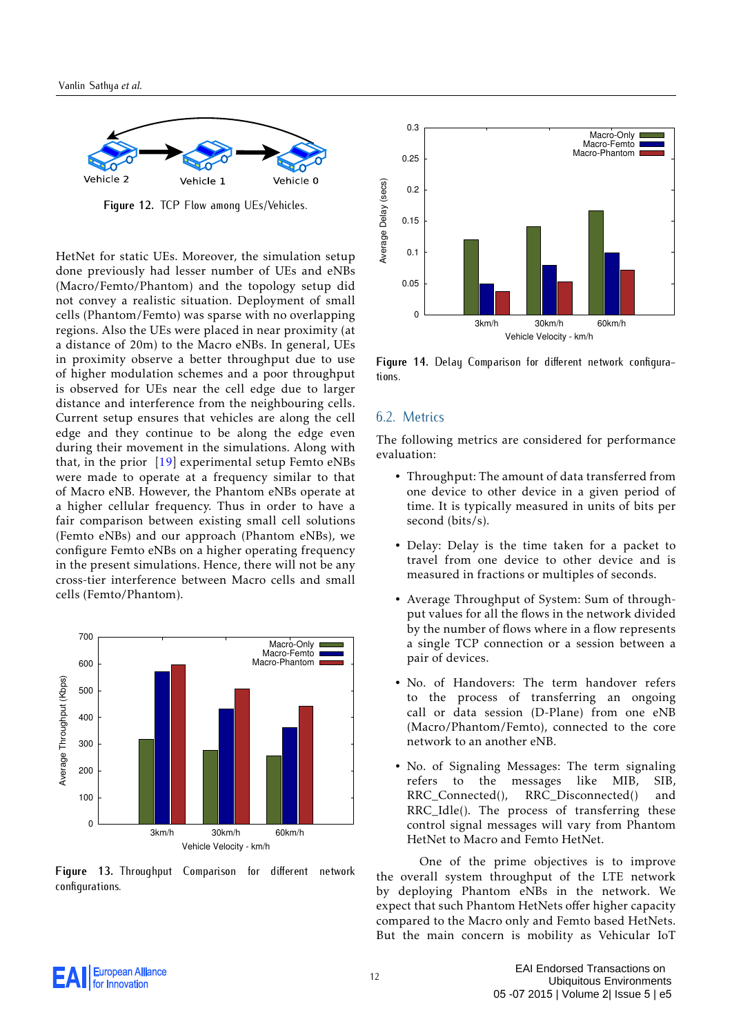Figure 12. TCP Flow among UEs/Vehicles.

HetNet for static UEs. Moreover, the simulation setup done previously had lesser number of UEs and eNBs (Macro/Femto/Phantom) and the topology setup did not convey a realistic situation. Deployment of small cells (Phantom/Femto) was sparse with no overlapping regions. Also the UEs were placed in near proximity (at a distance of 20m) to the Macro eNBs. In general, UEs in proximity observe a better throughput due to use of higher modulation schemes and a poor throughput is observed for UEs near the cell edge due to larger distance and interference from the neighbouring cells. Current setup ensures that vehicles are along the cell edge and they continue to be along the edge even during their movement in the simulations. Along with that, in the prior [19] experimental setup Femto eNBs were made to operate at a frequency similar to that of Macro eNB. However, the Phantom eNBs operate at a higher cellular frequency. Thus in order to have a fair comparison between existing small cell solutions (Femto eNBs) and our approach (Phantom eNBs), we configure Femto eNBs on a higher operating frequency in the present simulations. Hence, there will not be any cross-tier interference between Macro cells and small cells (Femto/Phantom).

Figure 13. Throughput Comparison for different network configurations.

Figure 14. Delay Comparison for different network configurations.

## 6.2. Metrics

The following metrics are considered for performance evaluation:

- Throughput: The amount of data transferred from one device to other device in a given period of time. It is typically measured in units of bits per second (bits/s).
- Delay: Delay is the time taken for a packet to travel from one device to other device and is measured in fractions or multiples of seconds.
- Average Throughput of System: Sum of throughput values for all the flows in the network divided by the number of flows where in a flow represents a single TCP connection or a session between a pair of devices.
- No. of Handovers: The term handover refers to the process of transferring an ongoing call or data session (D-Plane) from one eNB (Macro/Phantom/Femto), connected to the core network to an another eNB.
- No. of Signaling Messages: The term signaling refers to the messages like MIB, SIB, RRC_Connected(), RRC_Disconnected() and RRC_Idle(). The process of transferring these control signal messages will vary from Phantom HetNet to Macro and Femto HetNet.

One of the prime objectives is to improve the overall system throughput of the LTE network by deploying Phantom eNBs in the network. We expect that such Phantom HetNets offer higher capacity compared to the Macro only and Femto based HetNets. But the main concern is mobility as Vehicular IoT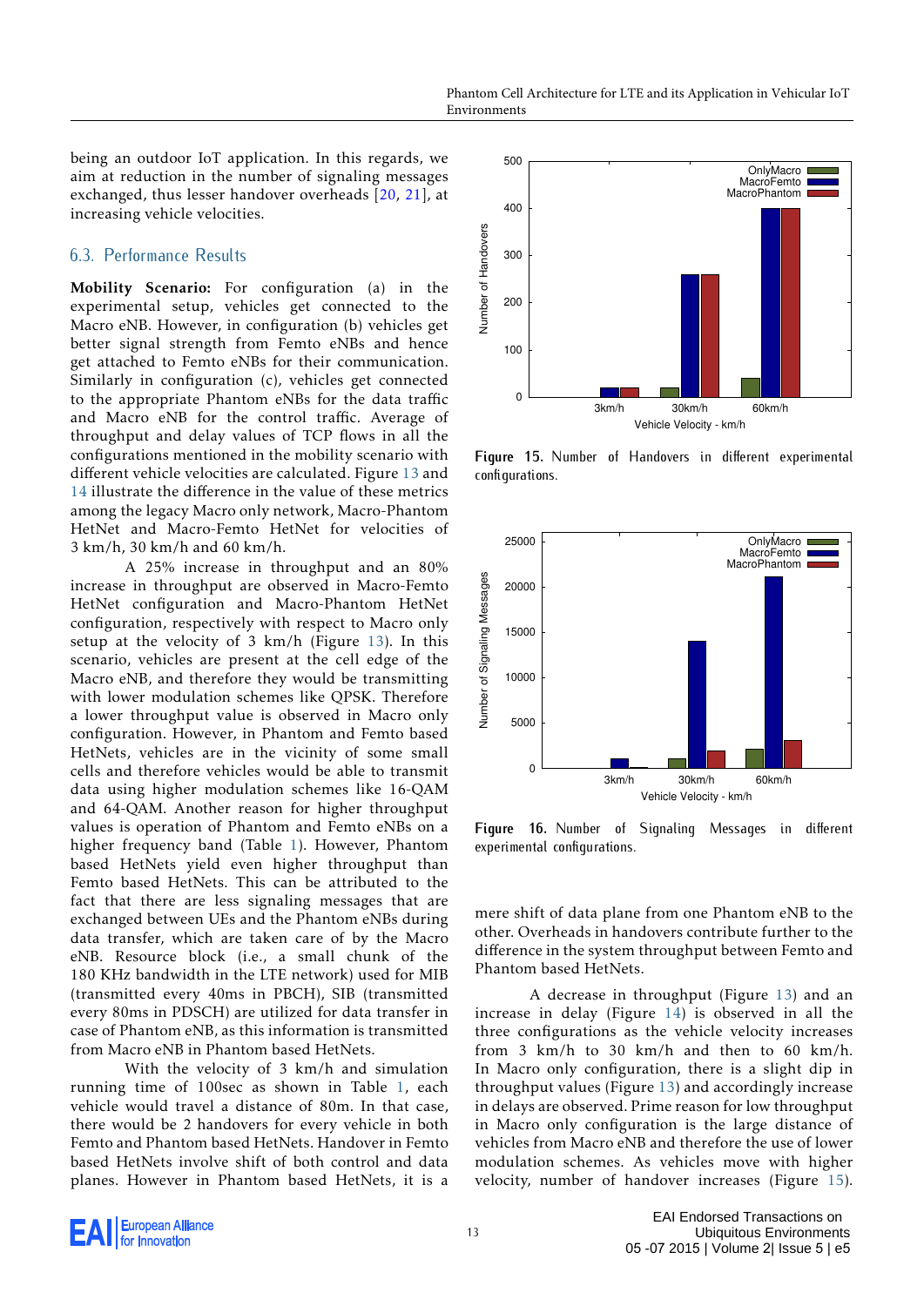being an outdoor IoT application. In this regards, we aim at reduction in the number of signaling messages exchanged, thus lesser handover overheads [20, 21], at increasing vehicle velocities.

## 6.3. Performance Results

**Mobility Scenario:** For configuration (a) in the experimental setup, vehicles get connected to the Macro eNB. However, in configuration (b) vehicles get better signal strength from Femto eNBs and hence get attached to Femto eNBs for their communication. Similarly in configuration (c), vehicles get connected to the appropriate Phantom eNBs for the data traffic and Macro eNB for the control traffic. Average of throughput and delay values of TCP flows in all the configurations mentioned in the mobility scenario with different vehicle velocities are calculated. Figure 13 and 14 illustrate the difference in the value of these metrics among the legacy Macro only network, Macro-Phantom HetNet and Macro-Femto HetNet for velocities of 3 km/h, 30 km/h and 60 km/h.

A 25% increase in throughput and an 80% increase in throughput are observed in Macro-Femto HetNet configuration and Macro-Phantom HetNet configuration, respectively with respect to Macro only setup at the velocity of 3 km/h (Figure 13). In this scenario, vehicles are present at the cell edge of the Macro eNB, and therefore they would be transmitting with lower modulation schemes like QPSK. Therefore a lower throughput value is observed in Macro only configuration. However, in Phantom and Femto based HetNets, vehicles are in the vicinity of some small cells and therefore vehicles would be able to transmit data using higher modulation schemes like 16-QAM and 64-QAM. Another reason for higher throughput values is operation of Phantom and Femto eNBs on a higher frequency band (Table 1). However, Phantom based HetNets yield even higher throughput than Femto based HetNets. This can be attributed to the fact that there are less signaling messages that are exchanged between UEs and the Phantom eNBs during data transfer, which are taken care of by the Macro eNB. Resource block (i.e., a small chunk of the 180 KHz bandwidth in the LTE network) used for MIB (transmitted every 40ms in PBCH), SIB (transmitted every 80ms in PDSCH) are utilized for data transfer in case of Phantom eNB, as this information is transmitted from Macro eNB in Phantom based HetNets.

With the velocity of 3 km/h and simulation running time of 100sec as shown in Table 1, each vehicle would travel a distance of 80m. In that case, there would be 2 handovers for every vehicle in both Femto and Phantom based HetNets. Handover in Femto based HetNets involve shift of both control and data planes. However in Phantom based HetNets, it is a mere shift of data plane from one Phantom eNB to the other. Overheads in handovers contribute further to the difference in the system throughput between Femto and Phantom based HetNets.

A decrease in throughput (Figure 13) and an increase in delay (Figure 14) is observed in all the three configurations as the vehicle velocity increases from 3 km/h to 30 km/h and then to 60 km/h. In Macro only configuration, there is a slight dip in throughput values (Figure 13) and accordingly increase in delays are observed. Prime reason for low throughput in Macro only configuration is the large distance of vehicles from Macro eNB and therefore the use of lower modulation schemes. As vehicles move with higher velocity, number of handover increases (Figure 15).

**Figure 15.** Number of Handovers in different experimental configurations.

**Figure 16.** Number of Signaling Messages in different experimental configurations.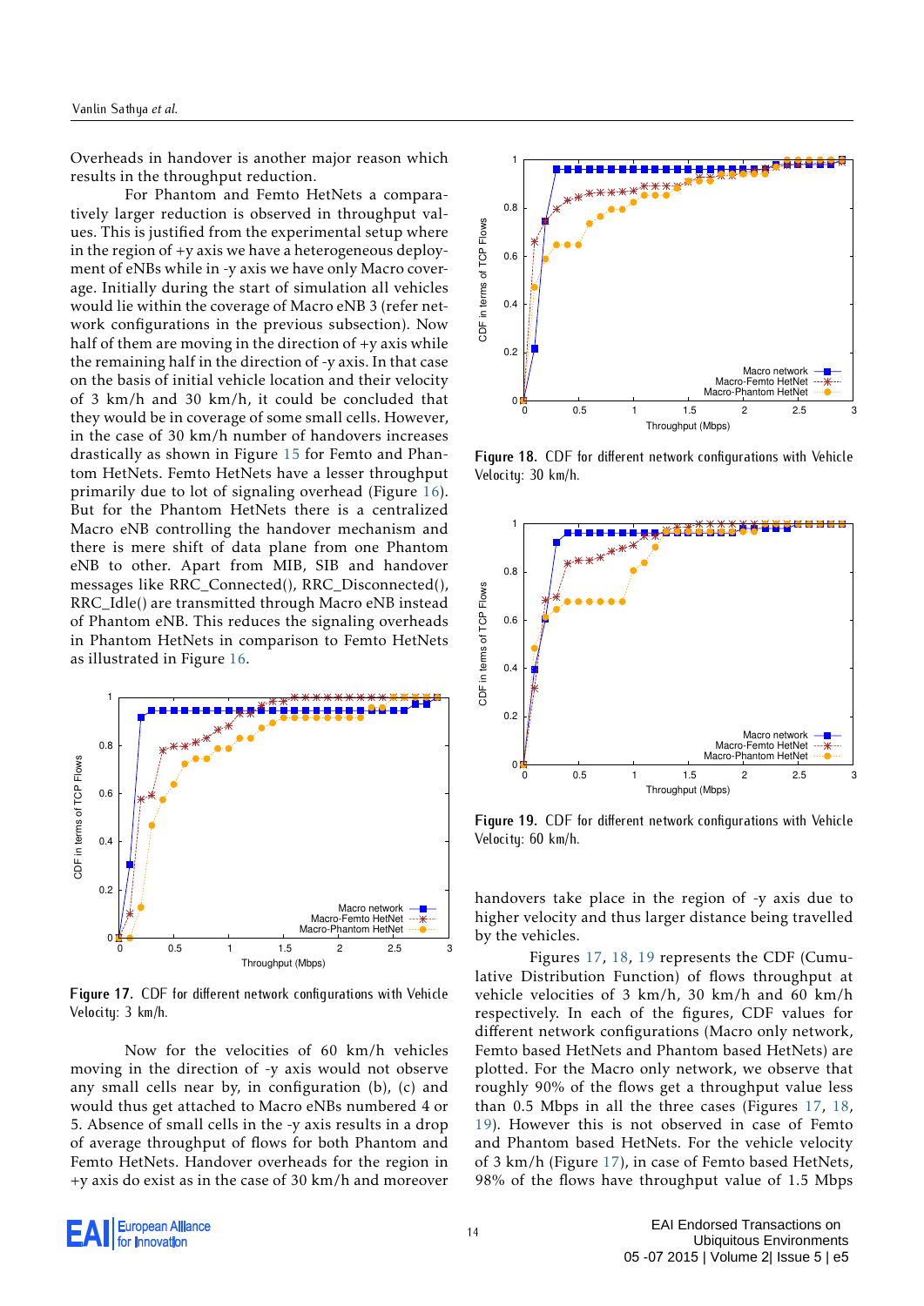Overheads in handover is another major reason which results in the throughput reduction.

For Phantom and Femto HetNets a comparatively larger reduction is observed in throughput values. This is justified from the experimental setup where in the region of +y axis we have a heterogeneous deployment of eNBs while in -y axis we have only Macro coverage. Initially during the start of simulation all vehicles would lie within the coverage of Macro eNB 3 (refer network configurations in the previous subsection). Now half of them are moving in the direction of +y axis while the remaining half in the direction of -y axis. In that case on the basis of initial vehicle location and their velocity of 3 km/h and 30 km/h, it could be concluded that they would be in coverage of some small cells. However, in the case of 30 km/h number of handovers increases drastically as shown in Figure 15 for Femto and Phantom HetNets. Femto HetNets have a lesser throughput primarily due to lot of signaling overhead (Figure 16). But for the Phantom HetNets there is a centralized Macro eNB controlling the handover mechanism and there is mere shift of data plane from one Phantom eNB to other. Apart from MIB, SIB and handover messages like RRC_Connected(), RRC_Disconnected(), RRC_Idle() are transmitted through Macro eNB instead of Phantom eNB. This reduces the signaling overheads in Phantom HetNets in comparison to Femto HetNets as illustrated in Figure 16.

**Figure 17.** CDF for different network configurations with Vehicle Velocity: 3 km/h.

Now for the velocities of 60 km/h vehicles moving in the direction of -y axis would not observe any small cells near by, in configuration (b), (c) and would thus get attached to Macro eNBs numbered 4 or 5. Absence of small cells in the -y axis results in a drop of average throughput of flows for both Phantom and Femto HetNets. Handover overheads for the region in +y axis do exist as in the case of 30 km/h and moreover handovers take place in the region of -y axis due to higher velocity and thus larger distance being travelled by the vehicles.

**Figure 18.** CDF for different network configurations with Vehicle Velocity: 30 km/h.

**Figure 19.** CDF for different network configurations with Vehicle Velocity: 60 km/h.

Figures 17, 18, 19 represents the CDF (Cumulative Distribution Function) of flows throughput at vehicle velocities of 3 km/h, 30 km/h and 60 km/h respectively. In each of the figures, CDF values for different network configurations (Macro only network, Femto based HetNets and Phantom based HetNets) are plotted. For the Macro only network, we observe that roughly 90% of the flows get a throughput value less than 0.5 Mbps in all the three cases (Figures 17, 18, 19). However this is not observed in case of Femto and Phantom based HetNets. For the vehicle velocity of 3 km/h (Figure 17), in case of Femto based HetNets, 98% of the flows have throughput value of 1.5 Mbps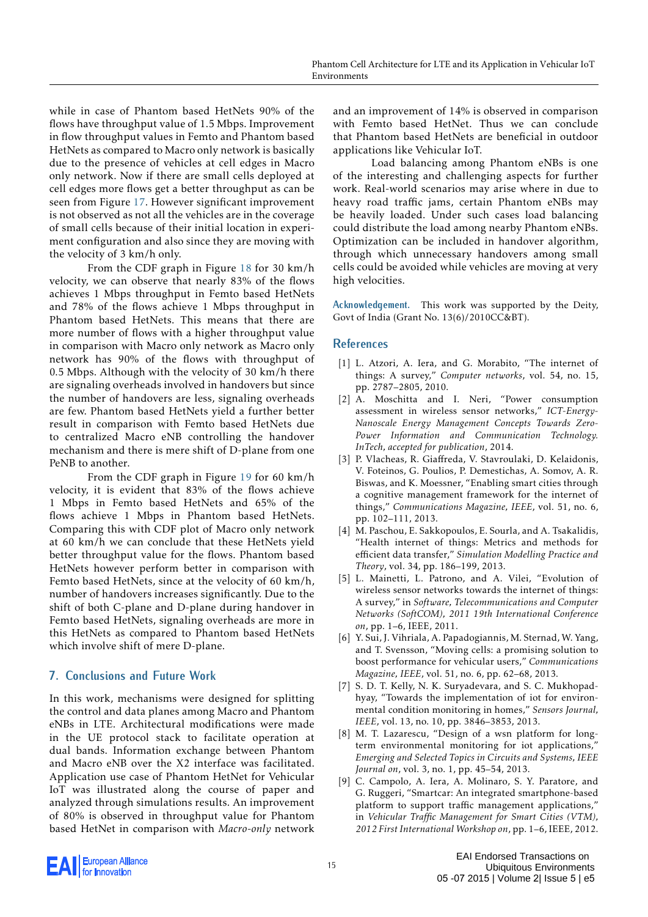while in case of Phantom based HetNets 90% of the flows have throughput value of 1.5 Mbps. Improvement in flow throughput values in Femto and Phantom based HetNets as compared to Macro only network is basically due to the presence of vehicles at cell edges in Macro only network. Now if there are small cells deployed at cell edges more flows get a better throughput as can be seen from Figure 17. However significant improvement is not observed as not all the vehicles are in the coverage of small cells because of their initial location in experiment configuration and also since they are moving with the velocity of 3 km/h only.

From the CDF graph in Figure 18 for 30 km/h velocity, we can observe that nearly 83% of the flows achieves 1 Mbps throughput in Femto based HetNets and 78% of the flows achieve 1 Mbps throughput in Phantom based HetNets. This means that there are more number of flows with a higher throughput value in comparison with Macro only network as Macro only network has 90% of the flows with throughput of 0.5 Mbps. Although with the velocity of 30 km/h there are signaling overheads involved in handovers but since the number of handovers are less, signaling overheads are few. Phantom based HetNets yield a further better result in comparison with Femto based HetNets due to centralized Macro eNB controlling the handover mechanism and there is mere shift of D-plane from one PeNB to another.

From the CDF graph in Figure 19 for 60 km/h velocity, it is evident that 83% of the flows achieve 1 Mbps in Femto based HetNets and 65% of the flows achieve 1 Mbps in Phantom based HetNets. Comparing this with CDF plot of Macro only network at 60 km/h we can conclude that these HetNets yield better throughput value for the flows. Phantom based HetNets however perform better in comparison with Femto based HetNets, since at the velocity of 60 km/h, number of handovers increases significantly. Due to the shift of both C-plane and D-plane during handover in Femto based HetNets, signaling overheads are more in this HetNets as compared to Phantom based HetNets which involve shift of mere D-plane.

## 7. Conclusions and Future Work

In this work, mechanisms were designed for splitting the control and data planes among Macro and Phantom eNBs in LTE. Architectural modifications were made in the UE protocol stack to facilitate operation at dual bands. Information exchange between Phantom and Macro eNB over the X2 interface was facilitated. Application use case of Phantom HetNet for Vehicular IoT was illustrated along the course of paper and analyzed through simulations results. An improvement of 80% is observed in throughput value for Phantom based HetNet in comparison with *Macro-only* network and an improvement of 14% is observed in comparison with Femto based HetNet. Thus we can conclude that Phantom based HetNets are beneficial in outdoor applications like Vehicular IoT.

Load balancing among Phantom eNBs is one of the interesting and challenging aspects for further work. Real-world scenarios may arise where in due to heavy road traffic jams, certain Phantom eNBs may be heavily loaded. Under such cases load balancing could distribute the load among nearby Phantom eNBs. Optimization can be included in handover algorithm, through which unnecessary handovers among small cells could be avoided while vehicles are moving at very high velocities.

**Acknowledgement.** This work was supported by the Deity, Govt of India (Grant No. 13(6)/2010CC&BT).

## References

[1] L. Atzori, A. Iera, and G. Morabito, "The internet of things: A survey," *Computer networks*, vol. 54, no. 15, pp. 2787–2805, 2010.

[2] A. Moschitta and I. Neri, "Power consumption assessment in wireless sensor networks," *ICT-Energy-Nanoscale Energy Management Concepts Towards Zero-Power Information and Communication Technology. InTech, accepted for publication*, 2014.

[3] P. Vlacheas, R. Giaffreda, V. Stavroulaki, D. Kelaidonis, V. Foteinos, G. Poulios, P. Demestichas, A. Somov, A. R. Biswas, and K. Moessner, "Enabling smart cities through a cognitive management framework for the internet of things," *Communications Magazine, IEEE*, vol. 51, no. 6, pp. 102–111, 2013.

[4] M. Paschou, E. Sakkopoulos, E. Sourla, and A. Tsakalidis, "Health internet of things: Metrics and methods for efficient data transfer," *Simulation Modelling Practice and Theory*, vol. 34, pp. 186–199, 2013.

[5] L. Mainetti, L. Patrono, and A. Vilei, "Evolution of wireless sensor networks towards the internet of things: A survey," in *Software, Telecommunications and Computer Networks (SoftCOM), 2011 19th International Conference on*, pp. 1–6, IEEE, 2011.

[6] Y. Sui, J. Vihriala, A. Papadogiannis, M. Sternad, W. Yang, and T. Svensson, "Moving cells: a promising solution to boost performance for vehicular users," *Communications Magazine, IEEE*, vol. 51, no. 6, pp. 62–68, 2013.

[7] S. D. T. Kelly, N. K. Suryadevara, and S. C. Mukhopadhyay, "Towards the implementation of iot for environmental condition monitoring in homes," *Sensors Journal, IEEE*, vol. 13, no. 10, pp. 3846–3853, 2013.

[8] M. T. Lazarescu, "Design of a wsn platform for long-term environmental monitoring for iot applications," *Emerging and Selected Topics in Circuits and Systems, IEEE Journal on*, vol. 3, no. 1, pp. 45–54, 2013.

[9] C. Campolo, A. Iera, A. Molinaro, S. Y. Paratore, and G. Ruggeri, "Smartcar: An integrated smartphone-based platform to support traffic management applications," in *Vehicular Traffic Management for Smart Cities (VTM), 2012 First International Workshop on*, pp. 1–6, IEEE, 2012.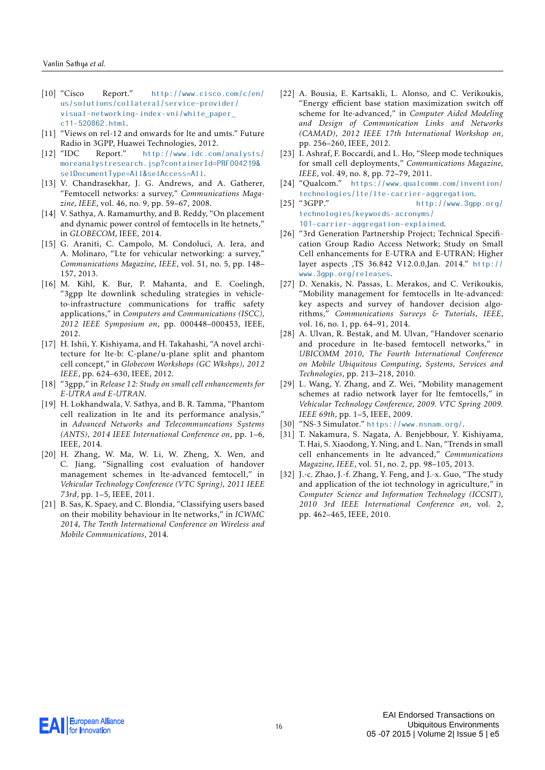[10] "Cisco Report." http://www.cisco.com/c/en/us/solutions/collateral/service-provider/visual-networking-index-vni/white_paper_c11-520862.html.

[11] "Views on rel-12 and onwards for lte and umts." Future Radio in 3GPP, Huawei Technologies, 2012.

[12] "IDC Report." http://www.idc.com/analysts/moreanalystsresearch.jsp?containerId=PRF004219&selDocumentType=All&selAccess=All.

[13] V. Chandrasekhar, J. G. Andrews, and A. Gatherer, "Femtocell networks: a survey," *Communications Magazine, IEEE*, vol. 46, no. 9, pp. 59–67, 2008.

[14] V. Sathya, A. Ramamurthy, and B. Reddy, "On placement and dynamic power control of femtocells in lte hetnets," in *GLOBECOM*, IEEE, 2014.

[15] G. Araniti, C. Campolo, M. Condoluci, A. Iera, and A. Molinaro, "Lte for vehicular networking: a survey," *Communications Magazine, IEEE*, vol. 51, no. 5, pp. 148–157, 2013.

[16] M. Kihl, K. Bur, P. Mahanta, and E. Coelingh, "3gpp lte downlink scheduling strategies in vehicle-to-infrastructure communications for traffic safety applications," in *Computers and Communications (ISCC), 2012 IEEE Symposium on*, pp. 000448–000453, IEEE, 2012.

[17] H. Ishii, Y. Kishiyama, and H. Takahashi, "A novel architecture for lte-b: C-plane/u-plane split and phantom cell concept," in *Globecom Workshops (GC Wkshps), 2012 IEEE*, pp. 624–630, IEEE, 2012.

[18] "3gpp," in *Release 12: Study on small cell enhancements for E-UTRA and E-UTRAN.*

[19] H. Lokhandwala, V. Sathya, and B. R. Tamma, "Phantom cell realization in lte and its performance analysis," in *Advanced Networks and Telecommuncations Systems (ANTS), 2014 IEEE International Conference on*, pp. 1–6, IEEE, 2014.

[20] H. Zhang, W. Ma, W. Li, W. Zheng, X. Wen, and C. Jiang, "Signalling cost evaluation of handover management schemes in lte-advanced femtocell," in *Vehicular Technology Conference (VTC Spring), 2011 IEEE 73rd*, pp. 1–5, IEEE, 2011.

[21] B. Sas, K. Spaey, and C. Blondia, "Classifying users based on their mobility behaviour in lte networks," in *ICWMC 2014, The Tenth International Conference on Wireless and Mobile Communications*, 2014.

[22] A. Bousia, E. Kartsakli, L. Alonso, and C. Verikoukis, "Energy efficient base station maximization switch off scheme for lte-advanced," in *Computer Aided Modeling and Design of Communication Links and Networks (CAMAD), 2012 IEEE 17th International Workshop on*, pp. 256–260, IEEE, 2012.

[23] I. Ashraf, F. Boccardi, and L. Ho, "Sleep mode techniques for small cell deployments," *Communications Magazine, IEEE*, vol. 49, no. 8, pp. 72–79, 2011.

[24] "Qualcom." https://www.qualcomm.com/invention/technologies/lte/lte-carrier-aggregation.

[25] "3GPP." http://www.3gpp.org/technologies/keywords-acronyms/101-carrier-aggregation-explained.

[26] "3rd Generation Partnership Project; Technical Specification Group Radio Access Network; Study on Small Cell enhancements for E-UTRA and E-UTRAN; Higher layer aspects ,TS 36.842 V12.0.0,Jan. 2014." http://www.3gpp.org/releases.

[27] D. Xenakis, N. Passas, L. Merakos, and C. Verikoukis, "Mobility management for femtocells in lte-advanced: key aspects and survey of handover decision algorithms," *Communications Surveys & Tutorials, IEEE*, vol. 16, no. 1, pp. 64–91, 2014.

[28] A. Ulvan, R. Bestak, and M. Ulvan, "Handover scenario and procedure in lte-based femtocell networks," in *UBICOMM 2010, The Fourth International Conference on Mobile Ubiquitous Computing, Systems, Services and Technologies*, pp. 213–218, 2010.

[29] L. Wang, Y. Zhang, and Z. Wei, "Mobility management schemes at radio network layer for lte femtocells," in *Vehicular Technology Conference, 2009. VTC Spring 2009. IEEE 69th*, pp. 1–5, IEEE, 2009.

[30] "NS-3 Simulator." https://www.nsnam.org/.

[31] T. Nakamura, S. Nagata, A. Benjebbour, Y. Kishiyama, T. Hai, S. Xiaodong, Y. Ning, and L. Nan, "Trends in small cell enhancements in lte advanced," *Communications Magazine, IEEE*, vol. 51, no. 2, pp. 98–105, 2013.

[32] J.-c. Zhao, J.-f. Zhang, Y. Feng, and J.-x. Guo, "The study and application of the iot technology in agriculture," in *Computer Science and Information Technology (ICCSIT), 2010 3rd IEEE International Conference on*, vol. 2, pp. 462–465, IEEE, 2010.